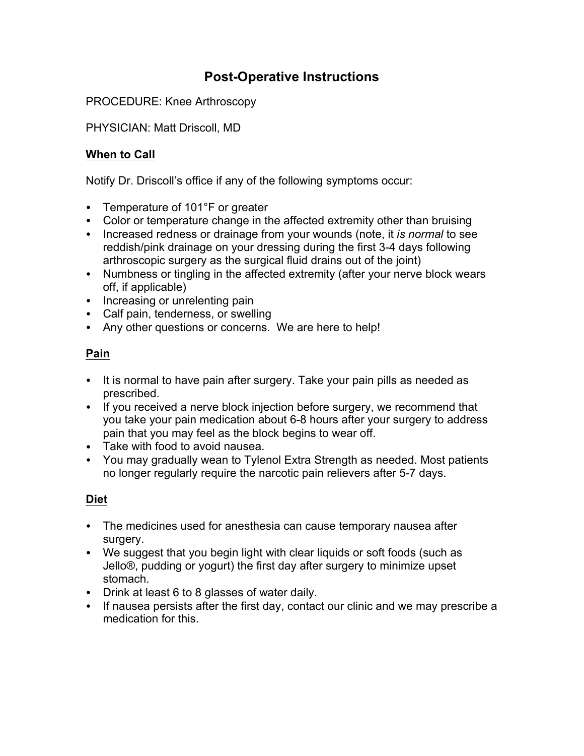# Post-Operative Instructions

PROCEDURE: Knee Arthroscopy

PHYSICIAN: Matt Driscoll, MD

## When to Call

Notify Dr. Driscoll's office if any of the following symptoms occur:

- Temperature of 101°F or greater
- Color or temperature change in the affected extremity other than bruising
- Increased redness or drainage from your wounds (note, it *is normal* to see reddish/pink drainage on your dressing during the first 3-4 days following arthroscopic surgery as the surgical fluid drains out of the joint)
- Numbness or tingling in the affected extremity (after your nerve block wears off, if applicable)
- Increasing or unrelenting pain
- Calf pain, tenderness, or swelling
- Any other questions or concerns. We are here to help!

## Pain

- It is normal to have pain after surgery. Take your pain pills as needed as prescribed.
- If you received a nerve block injection before surgery, we recommend that you take your pain medication about 6-8 hours after your surgery to address pain that you may feel as the block begins to wear off.
- Take with food to avoid nausea.
- You may gradually wean to Tylenol Extra Strength as needed. Most patients no longer regularly require the narcotic pain relievers after 5-7 days.

## Diet

- The medicines used for anesthesia can cause temporary nausea after surgery.
- We suggest that you begin light with clear liquids or soft foods (such as Jello®, pudding or yogurt) the first day after surgery to minimize upset stomach.
- Drink at least 6 to 8 glasses of water daily.
- If nausea persists after the first day, contact our clinic and we may prescribe a medication for this.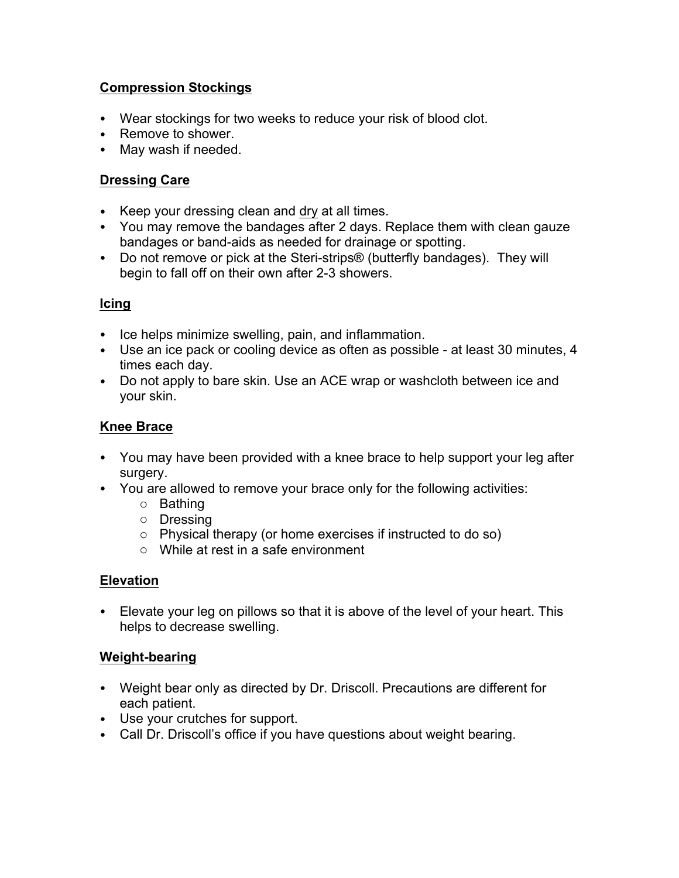**Compression Stockings**

- Wear stockings for two weeks to reduce your risk of blood clot.
- Remove to shower.
- May wash if needed.

**Dressing Care**

- Keep your dressing clean and dry at all times.
- You may remove the bandages after 2 days. Replace them with clean gauze bandages or band-aids as needed for drainage or spotting.
- Do not remove or pick at the Steri-strips® (butterfly bandages). They will begin to fall off on their own after 2-3 showers.

**Icing**

- Ice helps minimize swelling, pain, and inflammation.
- Use an ice pack or cooling device as often as possible - at least 30 minutes, 4 times each day.
- Do not apply to bare skin. Use an ACE wrap or washcloth between ice and your skin.

**Knee Brace**

- You may have been provided with a knee brace to help support your leg after surgery.
- You are allowed to remove your brace only for the following activities:
  - Bathing
  - Dressing
  - Physical therapy (or home exercises if instructed to do so)
  - While at rest in a safe environment

**Elevation**

- Elevate your leg on pillows so that it is above of the level of your heart. This helps to decrease swelling.

**Weight-bearing**

- Weight bear only as directed by Dr. Driscoll. Precautions are different for each patient.
- Use your crutches for support.
- Call Dr. Driscoll's office if you have questions about weight bearing.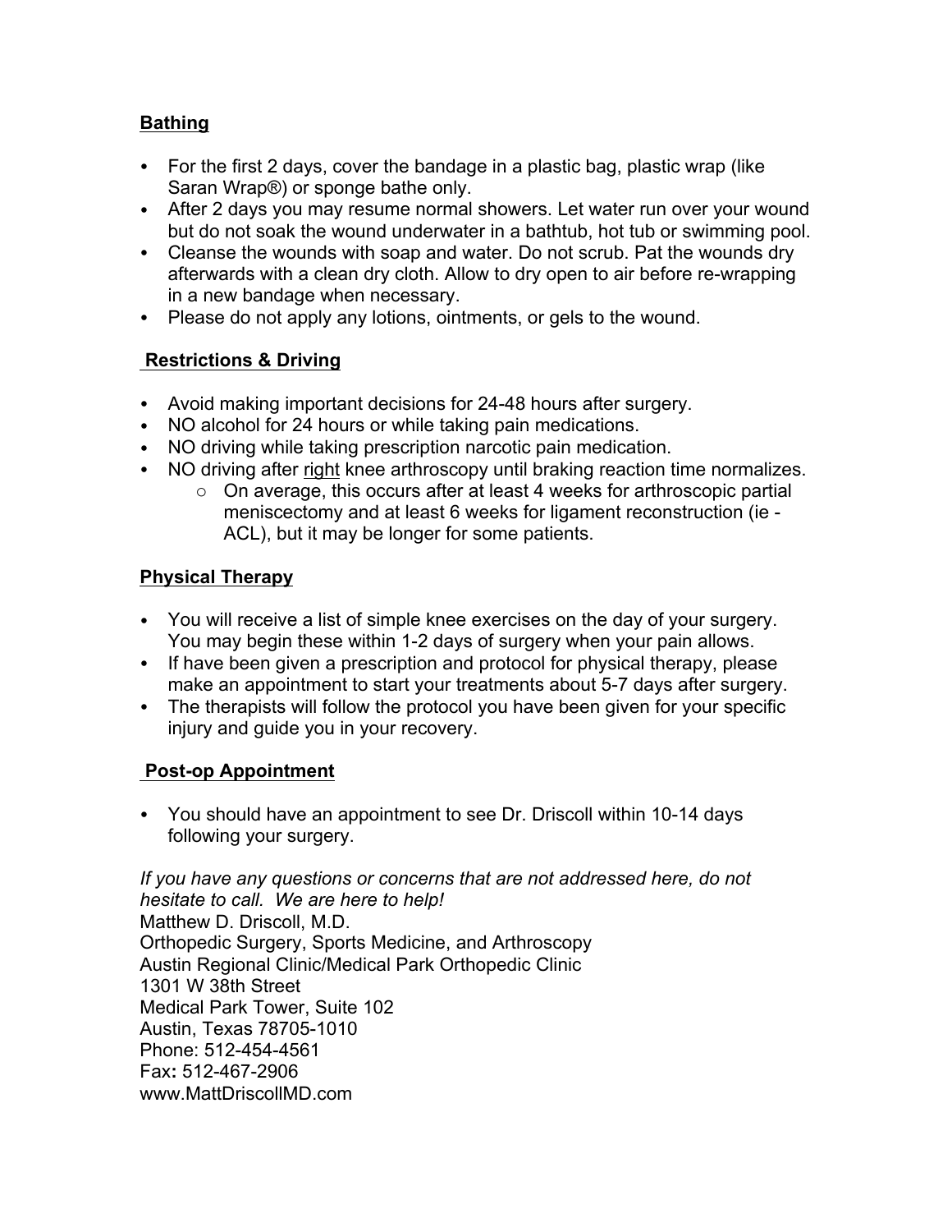## Bathing

- For the first 2 days, cover the bandage in a plastic bag, plastic wrap (like Saran Wrap®) or sponge bathe only.
- After 2 days you may resume normal showers. Let water run over your wound but do not soak the wound underwater in a bathtub, hot tub or swimming pool.
- Cleanse the wounds with soap and water. Do not scrub. Pat the wounds dry afterwards with a clean dry cloth. Allow to dry open to air before re-wrapping in a new bandage when necessary.
- Please do not apply any lotions, ointments, or gels to the wound.

## Restrictions & Driving

- Avoid making important decisions for 24-48 hours after surgery.
- NO alcohol for 24 hours or while taking pain medications.
- NO driving while taking prescription narcotic pain medication.
- NO driving after right knee arthroscopy until braking reaction time normalizes.
  - On average, this occurs after at least 4 weeks for arthroscopic partial meniscectomy and at least 6 weeks for ligament reconstruction (ie - ACL), but it may be longer for some patients.

## Physical Therapy

- You will receive a list of simple knee exercises on the day of your surgery. You may begin these within 1-2 days of surgery when your pain allows.
- If have been given a prescription and protocol for physical therapy, please make an appointment to start your treatments about 5-7 days after surgery.
- The therapists will follow the protocol you have been given for your specific injury and guide you in your recovery.

## Post-op Appointment

- You should have an appointment to see Dr. Driscoll within 10-14 days following your surgery.

*If you have any questions or concerns that are not addressed here, do not hesitate to call. We are here to help!*

Matthew D. Driscoll, M.D.  
Orthopedic Surgery, Sports Medicine, and Arthroscopy  
Austin Regional Clinic/Medical Park Orthopedic Clinic  
1301 W 38th Street  
Medical Park Tower, Suite 102  
Austin, Texas 78705-1010  
Phone: 512-454-4561  
Fax: 512-467-2906  
www.MattDriscollMD.com